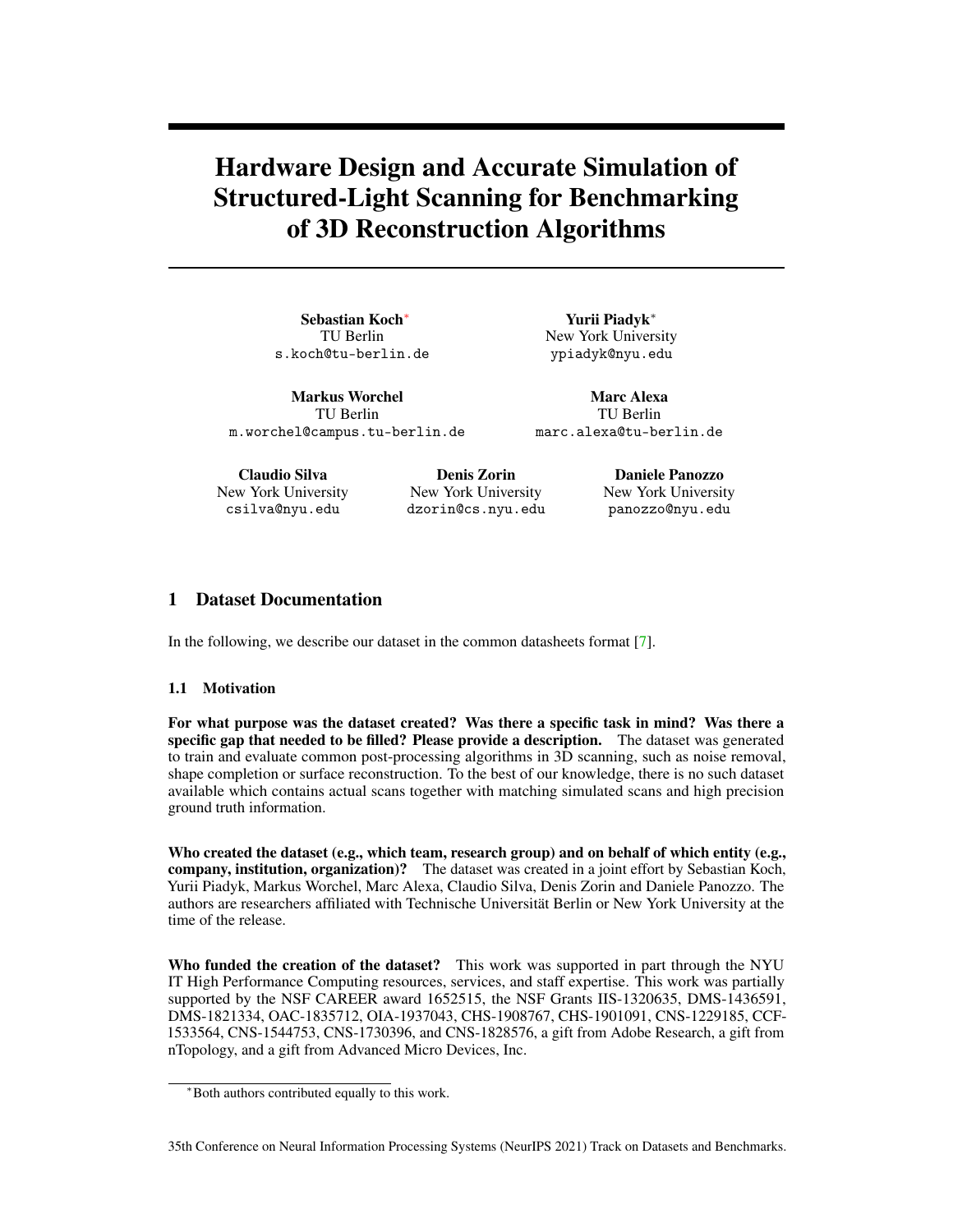# Hardware Design and Accurate Simulation of Structured-Light Scanning for Benchmarking of 3D Reconstruction Algorithms

**Sebastian Koch***
TU Berlin
s.koch@tu-berlin.de

**Yurii Piadyk***
New York University
ypiadyk@nyu.edu

**Markus Worchel**
TU Berlin
m.worchel@campus.tu-berlin.de

**Marc Alexa**
TU Berlin
marc.alexa@tu-berlin.de

**Claudio Silva**
New York University
csilva@nyu.edu

**Denis Zorin**
New York University
dzorin@cs.nyu.edu

**Daniele Panozzo**
New York University
panozzo@nyu.edu

## 1 Dataset Documentation

In the following, we describe our dataset in the common datasheets format [7].

### 1.1 Motivation

**For what purpose was the dataset created? Was there a specific task in mind? Was there a specific gap that needed to be filled? Please provide a description.** The dataset was generated to train and evaluate common post-processing algorithms in 3D scanning, such as noise removal, shape completion or surface reconstruction. To the best of our knowledge, there is no such dataset available which contains actual scans together with matching simulated scans and high precision ground truth information.

**Who created the dataset (e.g., which team, research group) and on behalf of which entity (e.g., company, institution, organization)?** The dataset was created in a joint effort by Sebastian Koch, Yurii Piadyk, Markus Worchel, Marc Alexa, Claudio Silva, Denis Zorin and Daniele Panozzo. The authors are researchers affiliated with Technische Universität Berlin or New York University at the time of the release.

**Who funded the creation of the dataset?** This work was supported in part through the NYU IT High Performance Computing resources, services, and staff expertise. This work was partially supported by the NSF CAREER award 1652515, the NSF Grants IIS-1320635, DMS-1436591, DMS-1821334, OAC-1835712, OIA-1937043, CHS-1908767, CHS-1901091, CNS-1229185, CCF-1533564, CNS-1544753, CNS-1730396, and CNS-1828576, a gift from Adobe Research, a gift from nTopology, and a gift from Advanced Micro Devices, Inc.

*Both authors contributed equally to this work.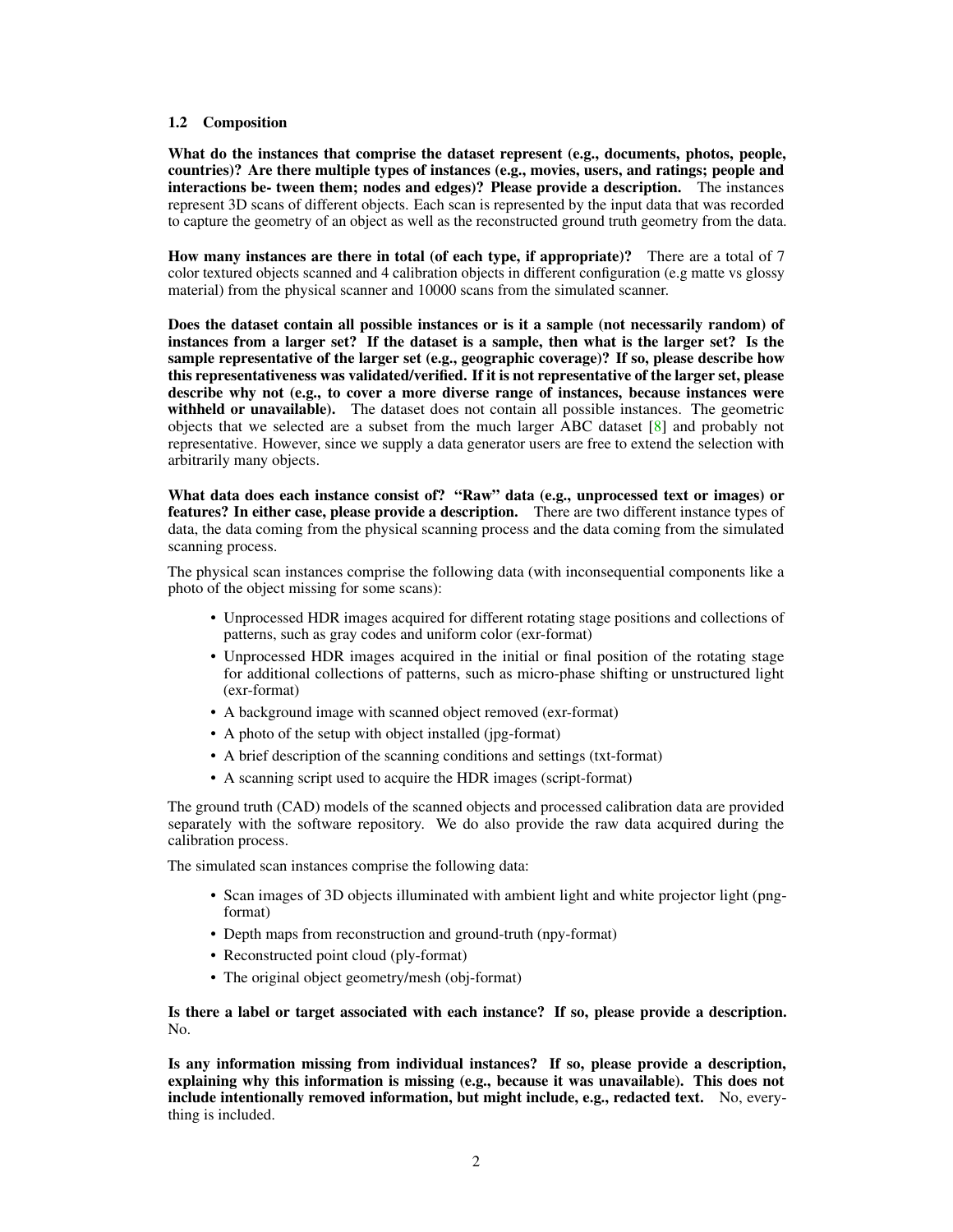### 1.2 Composition

**What do the instances that comprise the dataset represent (e.g., documents, photos, people, countries)? Are there multiple types of instances (e.g., movies, users, and ratings; people and interactions be- tween them; nodes and edges)? Please provide a description.** The instances represent 3D scans of different objects. Each scan is represented by the input data that was recorded to capture the geometry of an object as well as the reconstructed ground truth geometry from the data.

**How many instances are there in total (of each type, if appropriate)?** There are a total of 7 color textured objects scanned and 4 calibration objects in different configuration (e.g matte vs glossy material) from the physical scanner and 10000 scans from the simulated scanner.

**Does the dataset contain all possible instances or is it a sample (not necessarily random) of instances from a larger set? If the dataset is a sample, then what is the larger set? Is the sample representative of the larger set (e.g., geographic coverage)? If so, please describe how this representativeness was validated/verified. If it is not representative of the larger set, please describe why not (e.g., to cover a more diverse range of instances, because instances were withheld or unavailable).** The dataset does not contain all possible instances. The geometric objects that we selected are a subset from the much larger ABC dataset [8] and probably not representative. However, since we supply a data generator users are free to extend the selection with arbitrarily many objects.

**What data does each instance consist of? "Raw" data (e.g., unprocessed text or images) or features? In either case, please provide a description.** There are two different instance types of data, the data coming from the physical scanning process and the data coming from the simulated scanning process.

The physical scan instances comprise the following data (with inconsequential components like a photo of the object missing for some scans):

- Unprocessed HDR images acquired for different rotating stage positions and collections of patterns, such as gray codes and uniform color (exr-format)
- Unprocessed HDR images acquired in the initial or final position of the rotating stage for additional collections of patterns, such as micro-phase shifting or unstructured light (exr-format)
- A background image with scanned object removed (exr-format)
- A photo of the setup with object installed (jpg-format)
- A brief description of the scanning conditions and settings (txt-format)
- A scanning script used to acquire the HDR images (script-format)

The ground truth (CAD) models of the scanned objects and processed calibration data are provided separately with the software repository. We do also provide the raw data acquired during the calibration process.

The simulated scan instances comprise the following data:

- Scan images of 3D objects illuminated with ambient light and white projector light (png-format)
- Depth maps from reconstruction and ground-truth (npy-format)
- Reconstructed point cloud (ply-format)
- The original object geometry/mesh (obj-format)

**Is there a label or target associated with each instance? If so, please provide a description.** No.

**Is any information missing from individual instances? If so, please provide a description, explaining why this information is missing (e.g., because it was unavailable). This does not include intentionally removed information, but might include, e.g., redacted text.** No, everything is included.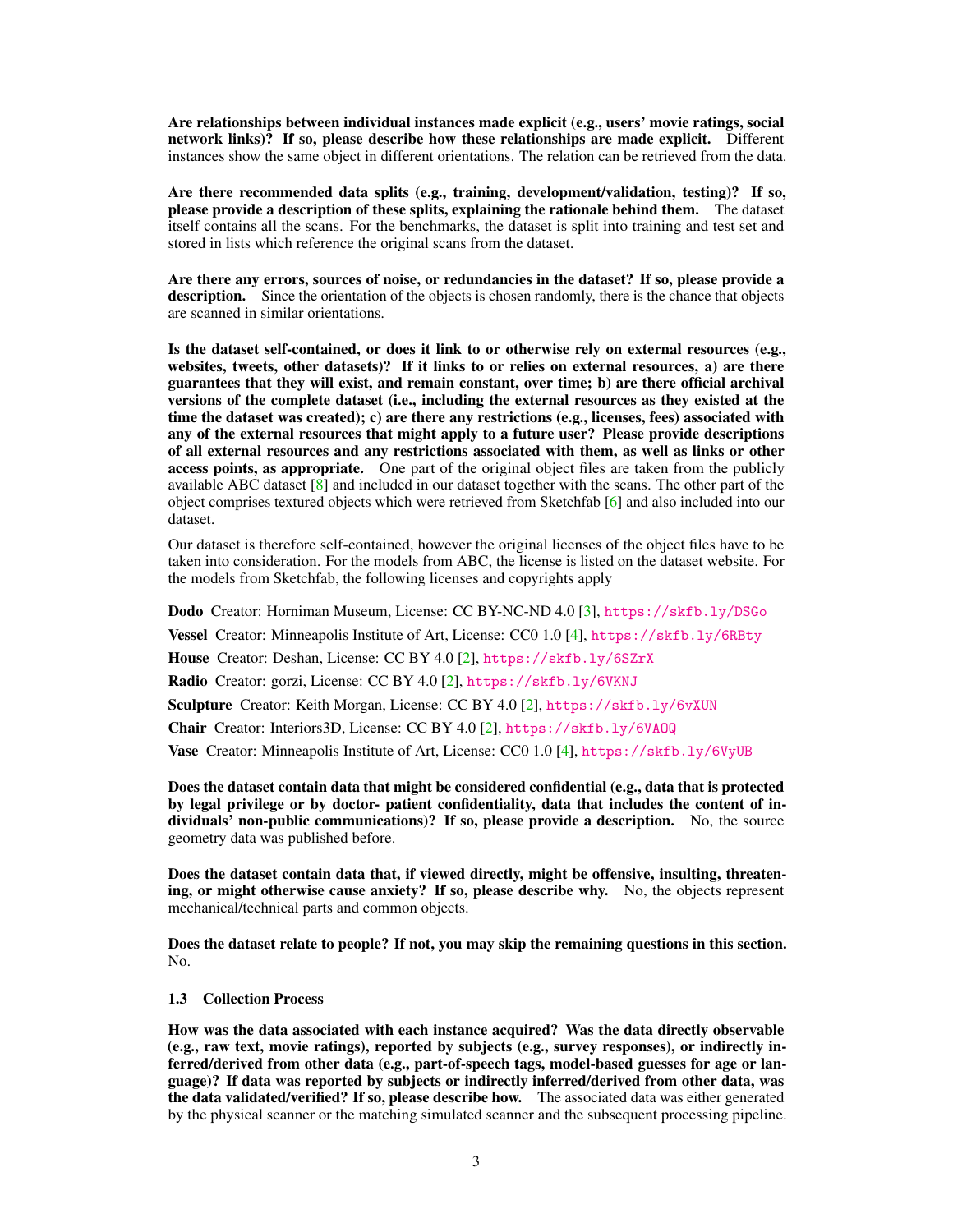**Are relationships between individual instances made explicit (e.g., users' movie ratings, social network links)? If so, please describe how these relationships are made explicit.** Different instances show the same object in different orientations. The relation can be retrieved from the data.

**Are there recommended data splits (e.g., training, development/validation, testing)? If so, please provide a description of these splits, explaining the rationale behind them.** The dataset itself contains all the scans. For the benchmarks, the dataset is split into training and test set and stored in lists which reference the original scans from the dataset.

**Are there any errors, sources of noise, or redundancies in the dataset? If so, please provide a description.** Since the orientation of the objects is chosen randomly, there is the chance that objects are scanned in similar orientations.

**Is the dataset self-contained, or does it link to or otherwise rely on external resources (e.g., websites, tweets, other datasets)? If it links to or relies on external resources, a) are there guarantees that they will exist, and remain constant, over time; b) are there official archival versions of the complete dataset (i.e., including the external resources as they existed at the time the dataset was created); c) are there any restrictions (e.g., licenses, fees) associated with any of the external resources that might apply to a future user? Please provide descriptions of all external resources and any restrictions associated with them, as well as links or other access points, as appropriate.** One part of the original object files are taken from the publicly available ABC dataset [8] and included in our dataset together with the scans. The other part of the object comprises textured objects which were retrieved from Sketchfab [6] and also included into our dataset.

Our dataset is therefore self-contained, however the original licenses of the object files have to be taken into consideration. For the models from ABC, the license is listed on the dataset website. For the models from Sketchfab, the following licenses and copyrights apply

**Dodo** Creator: Horniman Museum, License: CC BY-NC-ND 4.0 [3], https://skfb.ly/DSGo

**Vessel** Creator: Minneapolis Institute of Art, License: CC0 1.0 [4], https://skfb.ly/6RBty

**House** Creator: Deshan, License: CC BY 4.0 [2], https://skfb.ly/6SZrX

**Radio** Creator: gorzi, License: CC BY 4.0 [2], https://skfb.ly/6VKNJ

**Sculpture** Creator: Keith Morgan, License: CC BY 4.0 [2], https://skfb.ly/6vXUN

**Chair** Creator: Interiors3D, License: CC BY 4.0 [2], https://skfb.ly/6VAOQ

**Vase** Creator: Minneapolis Institute of Art, License: CC0 1.0 [4], https://skfb.ly/6VyUB

**Does the dataset contain data that might be considered confidential (e.g., data that is protected by legal privilege or by doctor- patient confidentiality, data that includes the content of individuals' non-public communications)? If so, please provide a description.** No, the source geometry data was published before.

**Does the dataset contain data that, if viewed directly, might be offensive, insulting, threatening, or might otherwise cause anxiety? If so, please describe why.** No, the objects represent mechanical/technical parts and common objects.

**Does the dataset relate to people? If not, you may skip the remaining questions in this section.** No.

### 1.3 Collection Process

**How was the data associated with each instance acquired? Was the data directly observable (e.g., raw text, movie ratings), reported by subjects (e.g., survey responses), or indirectly inferred/derived from other data (e.g., part-of-speech tags, model-based guesses for age or language)? If data was reported by subjects or indirectly inferred/derived from other data, was the data validated/verified? If so, please describe how.** The associated data was either generated by the physical scanner or the matching simulated scanner and the subsequent processing pipeline.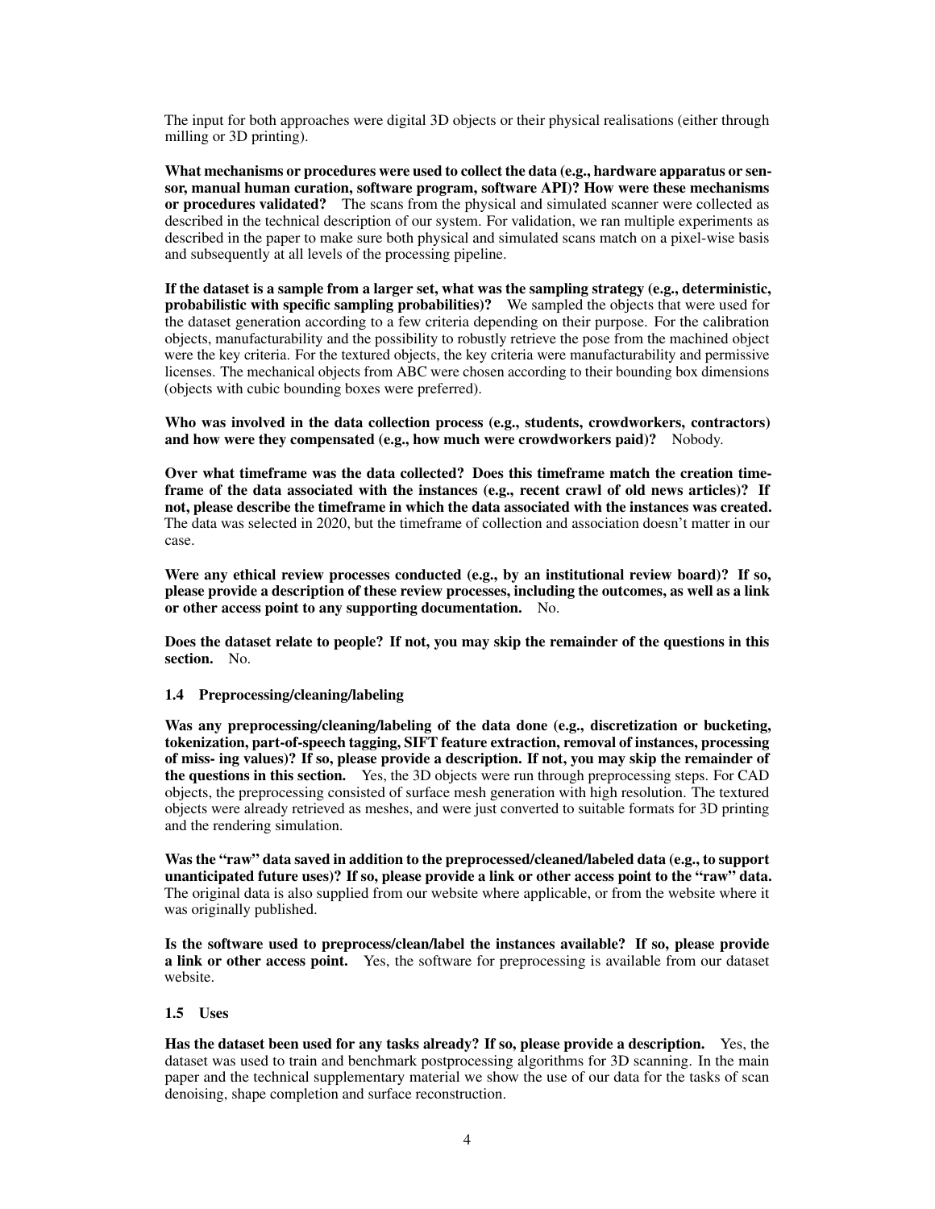The input for both approaches were digital 3D objects or their physical realisations (either through milling or 3D printing).

**What mechanisms or procedures were used to collect the data (e.g., hardware apparatus or sensor, manual human curation, software program, software API)? How were these mechanisms or procedures validated?** The scans from the physical and simulated scanner were collected as described in the technical description of our system. For validation, we ran multiple experiments as described in the paper to make sure both physical and simulated scans match on a pixel-wise basis and subsequently at all levels of the processing pipeline.

**If the dataset is a sample from a larger set, what was the sampling strategy (e.g., deterministic, probabilistic with specific sampling probabilities)?** We sampled the objects that were used for the dataset generation according to a few criteria depending on their purpose. For the calibration objects, manufacturability and the possibility to robustly retrieve the pose from the machined object were the key criteria. For the textured objects, the key criteria were manufacturability and permissive licenses. The mechanical objects from ABC were chosen according to their bounding box dimensions (objects with cubic bounding boxes were preferred).

**Who was involved in the data collection process (e.g., students, crowdworkers, contractors) and how were they compensated (e.g., how much were crowdworkers paid)?** Nobody.

**Over what timeframe was the data collected? Does this timeframe match the creation timeframe of the data associated with the instances (e.g., recent crawl of old news articles)? If not, please describe the timeframe in which the data associated with the instances was created.** The data was selected in 2020, but the timeframe of collection and association doesn't matter in our case.

**Were any ethical review processes conducted (e.g., by an institutional review board)? If so, please provide a description of these review processes, including the outcomes, as well as a link or other access point to any supporting documentation.** No.

**Does the dataset relate to people? If not, you may skip the remainder of the questions in this section.** No.

### 1.4 Preprocessing/cleaning/labeling

**Was any preprocessing/cleaning/labeling of the data done (e.g., discretization or bucketing, tokenization, part-of-speech tagging, SIFT feature extraction, removal of instances, processing of miss- ing values)? If so, please provide a description. If not, you may skip the remainder of the questions in this section.** Yes, the 3D objects were run through preprocessing steps. For CAD objects, the preprocessing consisted of surface mesh generation with high resolution. The textured objects were already retrieved as meshes, and were just converted to suitable formats for 3D printing and the rendering simulation.

**Was the "raw" data saved in addition to the preprocessed/cleaned/labeled data (e.g., to support unanticipated future uses)? If so, please provide a link or other access point to the "raw" data.** The original data is also supplied from our website where applicable, or from the website where it was originally published.

**Is the software used to preprocess/clean/label the instances available? If so, please provide a link or other access point.** Yes, the software for preprocessing is available from our dataset website.

### 1.5 Uses

**Has the dataset been used for any tasks already? If so, please provide a description.** Yes, the dataset was used to train and benchmark postprocessing algorithms for 3D scanning. In the main paper and the technical supplementary material we show the use of our data for the tasks of scan denoising, shape completion and surface reconstruction.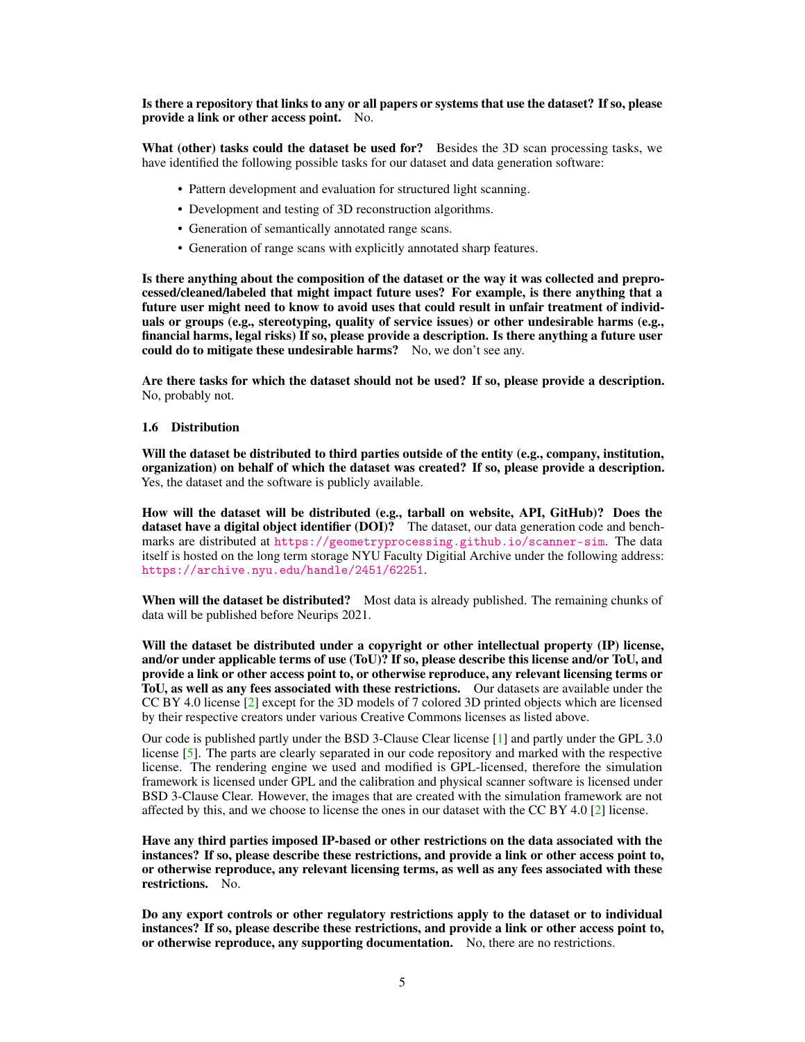**Is there a repository that links to any or all papers or systems that use the dataset? If so, please provide a link or other access point.** No.

**What (other) tasks could the dataset be used for?** Besides the 3D scan processing tasks, we have identified the following possible tasks for our dataset and data generation software:

- Pattern development and evaluation for structured light scanning.
- Development and testing of 3D reconstruction algorithms.
- Generation of semantically annotated range scans.
- Generation of range scans with explicitly annotated sharp features.

**Is there anything about the composition of the dataset or the way it was collected and preprocessed/cleaned/labeled that might impact future uses? For example, is there anything that a future user might need to know to avoid uses that could result in unfair treatment of individuals or groups (e.g., stereotyping, quality of service issues) or other undesirable harms (e.g., financial harms, legal risks) If so, please provide a description. Is there anything a future user could do to mitigate these undesirable harms?** No, we don't see any.

**Are there tasks for which the dataset should not be used? If so, please provide a description.** No, probably not.

### 1.6 Distribution

**Will the dataset be distributed to third parties outside of the entity (e.g., company, institution, organization) on behalf of which the dataset was created? If so, please provide a description.** Yes, the dataset and the software is publicly available.

**How will the dataset will be distributed (e.g., tarball on website, API, GitHub)? Does the dataset have a digital object identifier (DOI)?** The dataset, our data generation code and benchmarks are distributed at https://geometryprocessing.github.io/scanner-sim. The data itself is hosted on the long term storage NYU Faculty Digitial Archive under the following address: https://archive.nyu.edu/handle/2451/62251.

**When will the dataset be distributed?** Most data is already published. The remaining chunks of data will be published before Neurips 2021.

**Will the dataset be distributed under a copyright or other intellectual property (IP) license, and/or under applicable terms of use (ToU)? If so, please describe this license and/or ToU, and provide a link or other access point to, or otherwise reproduce, any relevant licensing terms or ToU, as well as any fees associated with these restrictions.** Our datasets are available under the CC BY 4.0 license [2] except for the 3D models of 7 colored 3D printed objects which are licensed by their respective creators under various Creative Commons licenses as listed above.

Our code is published partly under the BSD 3-Clause Clear license [1] and partly under the GPL 3.0 license [5]. The parts are clearly separated in our code repository and marked with the respective license. The rendering engine we used and modified is GPL-licensed, therefore the simulation framework is licensed under GPL and the calibration and physical scanner software is licensed under BSD 3-Clause Clear. However, the images that are created with the simulation framework are not affected by this, and we choose to license the ones in our dataset with the CC BY 4.0 [2] license.

**Have any third parties imposed IP-based or other restrictions on the data associated with the instances? If so, please describe these restrictions, and provide a link or other access point to, or otherwise reproduce, any relevant licensing terms, as well as any fees associated with these restrictions.** No.

**Do any export controls or other regulatory restrictions apply to the dataset or to individual instances? If so, please describe these restrictions, and provide a link or other access point to, or otherwise reproduce, any supporting documentation.** No, there are no restrictions.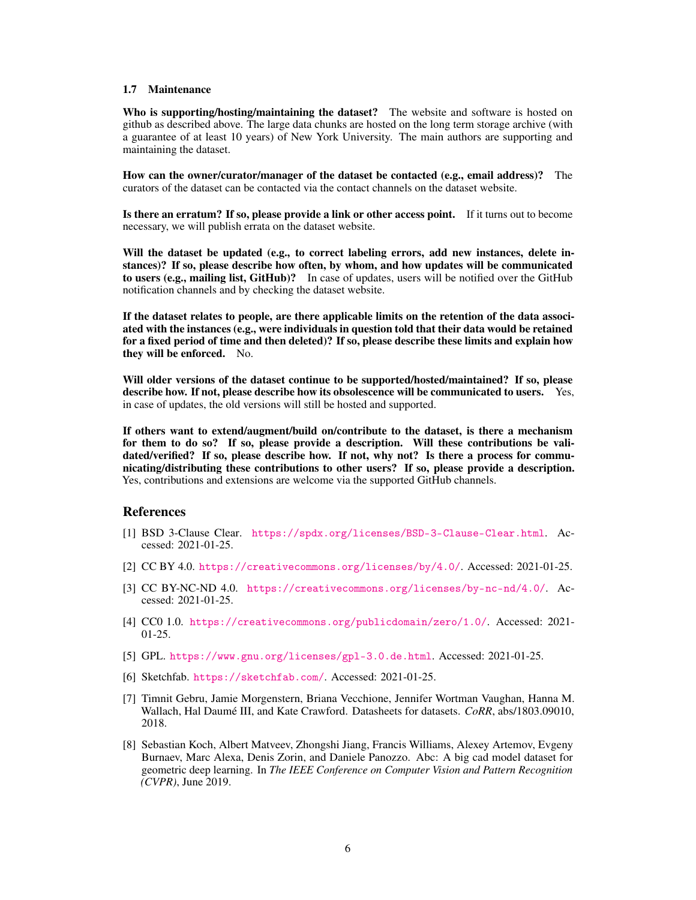### 1.7 Maintenance

**Who is supporting/hosting/maintaining the dataset?** The website and software is hosted on github as described above. The large data chunks are hosted on the long term storage archive (with a guarantee of at least 10 years) of New York University. The main authors are supporting and maintaining the dataset.

**How can the owner/curator/manager of the dataset be contacted (e.g., email address)?** The curators of the dataset can be contacted via the contact channels on the dataset website.

**Is there an erratum? If so, please provide a link or other access point.** If it turns out to become necessary, we will publish errata on the dataset website.

**Will the dataset be updated (e.g., to correct labeling errors, add new instances, delete instances)? If so, please describe how often, by whom, and how updates will be communicated to users (e.g., mailing list, GitHub)?** In case of updates, users will be notified over the GitHub notification channels and by checking the dataset website.

**If the dataset relates to people, are there applicable limits on the retention of the data associated with the instances (e.g., were individuals in question told that their data would be retained for a fixed period of time and then deleted)? If so, please describe these limits and explain how they will be enforced.** No.

**Will older versions of the dataset continue to be supported/hosted/maintained? If so, please describe how. If not, please describe how its obsolescence will be communicated to users.** Yes, in case of updates, the old versions will still be hosted and supported.

**If others want to extend/augment/build on/contribute to the dataset, is there a mechanism for them to do so? If so, please provide a description. Will these contributions be validated/verified? If so, please describe how. If not, why not? Is there a process for communicating/distributing these contributions to other users? If so, please provide a description.** Yes, contributions and extensions are welcome via the supported GitHub channels.

## References

[1] BSD 3-Clause Clear. https://spdx.org/licenses/BSD-3-Clause-Clear.html. Accessed: 2021-01-25.

[2] CC BY 4.0. https://creativecommons.org/licenses/by/4.0/. Accessed: 2021-01-25.

[3] CC BY-NC-ND 4.0. https://creativecommons.org/licenses/by-nc-nd/4.0/. Accessed: 2021-01-25.

[4] CC0 1.0. https://creativecommons.org/publicdomain/zero/1.0/. Accessed: 2021-01-25.

[5] GPL. https://www.gnu.org/licenses/gpl-3.0.de.html. Accessed: 2021-01-25.

[6] Sketchfab. https://sketchfab.com/. Accessed: 2021-01-25.

[7] Timnit Gebru, Jamie Morgenstern, Briana Vecchione, Jennifer Wortman Vaughan, Hanna M. Wallach, Hal Daumé III, and Kate Crawford. Datasheets for datasets. *CoRR*, abs/1803.09010, 2018.

[8] Sebastian Koch, Albert Matveev, Zhongshi Jiang, Francis Williams, Alexey Artemov, Evgeny Burnaev, Marc Alexa, Denis Zorin, and Daniele Panozzo. Abc: A big cad model dataset for geometric deep learning. In *The IEEE Conference on Computer Vision and Pattern Recognition (CVPR)*, June 2019.